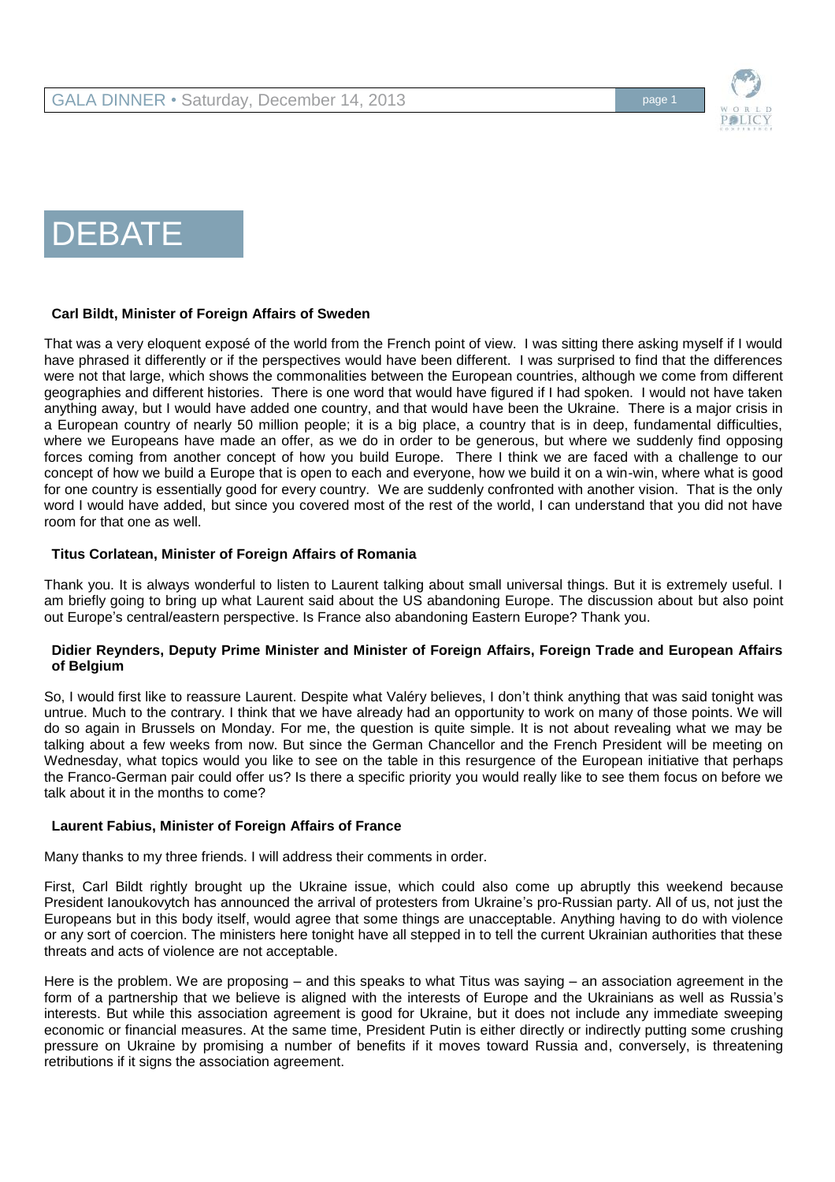# DEBATE

**Carl Bildt, Minister of Foreign Affairs of Sweden**

That was a very eloquent exposé of the world from the French point of view. I was sitting there asking myself if I would have phrased it differently or if the perspectives would have been different. I was surprised to find that the differences were not that large, which shows the commonalities between the European countries, although we come from different geographies and different histories. There is one word that would have figured if I had spoken. I would not have taken anything away, but I would have added one country, and that would have been the Ukraine. There is a major crisis in a European country of nearly 50 million people; it is a big place, a country that is in deep, fundamental difficulties, where we Europeans have made an offer, as we do in order to be generous, but where we suddenly find opposing forces coming from another concept of how you build Europe. There I think we are faced with a challenge to our concept of how we build a Europe that is open to each and everyone, how we build it on a win-win, where what is good for one country is essentially good for every country. We are suddenly confronted with another vision. That is the only word I would have added, but since you covered most of the rest of the world, I can understand that you did not have room for that one as well.

**Titus Corlatean, Minister of Foreign Affairs of Romania**

Thank you. It is always wonderful to listen to Laurent talking about small universal things. But it is extremely useful. I am briefly going to bring up what Laurent said about the US abandoning Europe. The discussion about but also point out Europe's central/eastern perspective. Is France also abandoning Eastern Europe? Thank you.

**Didier Reynders, Deputy Prime Minister and Minister of Foreign Affairs, Foreign Trade and European Affairs of Belgium**

So, I would first like to reassure Laurent. Despite what Valéry believes, I don't think anything that was said tonight was untrue. Much to the contrary. I think that we have already had an opportunity to work on many of those points. We will do so again in Brussels on Monday. For me, the question is quite simple. It is not about revealing what we may be talking about a few weeks from now. But since the German Chancellor and the French President will be meeting on Wednesday, what topics would you like to see on the table in this resurgence of the European initiative that perhaps the Franco-German pair could offer us? Is there a specific priority you would really like to see them focus on before we talk about it in the months to come?

**Laurent Fabius, Minister of Foreign Affairs of France**

Many thanks to my three friends. I will address their comments in order.

First, Carl Bildt rightly brought up the Ukraine issue, which could also come up abruptly this weekend because President Ianoukovytch has announced the arrival of protesters from Ukraine's pro-Russian party. All of us, not just the Europeans but in this body itself, would agree that some things are unacceptable. Anything having to do with violence or any sort of coercion. The ministers here tonight have all stepped in to tell the current Ukrainian authorities that these threats and acts of violence are not acceptable.

Here is the problem. We are proposing – and this speaks to what Titus was saying – an association agreement in the form of a partnership that we believe is aligned with the interests of Europe and the Ukrainians as well as Russia's interests. But while this association agreement is good for Ukraine, but it does not include any immediate sweeping economic or financial measures. At the same time, President Putin is either directly or indirectly putting some crushing pressure on Ukraine by promising a number of benefits if it moves toward Russia and, conversely, is threatening retributions if it signs the association agreement.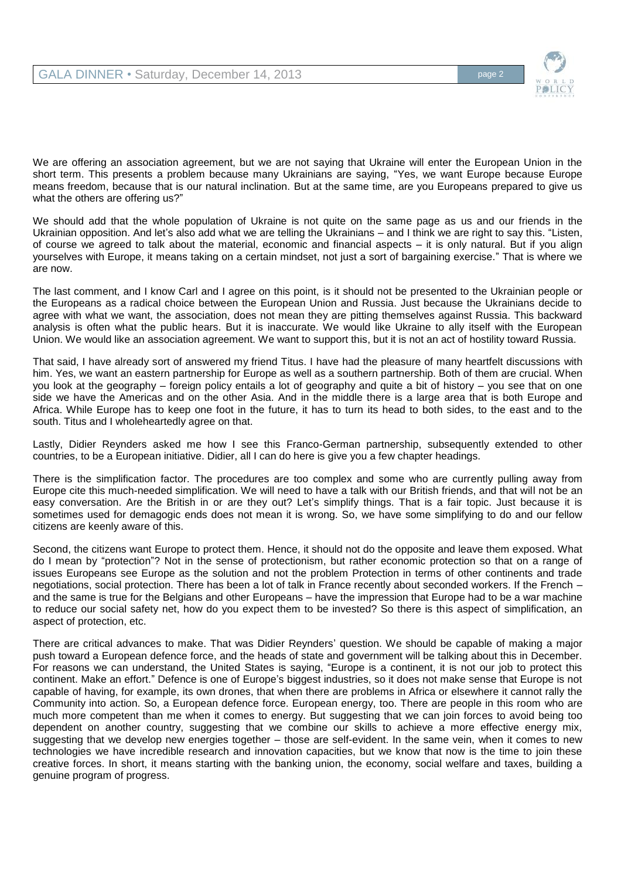We are offering an association agreement, but we are not saying that Ukraine will enter the European Union in the short term. This presents a problem because many Ukrainians are saying, "Yes, we want Europe because Europe means freedom, because that is our natural inclination. But at the same time, are you Europeans prepared to give us what the others are offering us?"

We should add that the whole population of Ukraine is not quite on the same page as us and our friends in the Ukrainian opposition. And let's also add what we are telling the Ukrainians – and I think we are right to say this. "Listen, of course we agreed to talk about the material, economic and financial aspects – it is only natural. But if you align yourselves with Europe, it means taking on a certain mindset, not just a sort of bargaining exercise." That is where we are now.

The last comment, and I know Carl and I agree on this point, is it should not be presented to the Ukrainian people or the Europeans as a radical choice between the European Union and Russia. Just because the Ukrainians decide to agree with what we want, the association, does not mean they are pitting themselves against Russia. This backward analysis is often what the public hears. But it is inaccurate. We would like Ukraine to ally itself with the European Union. We would like an association agreement. We want to support this, but it is not an act of hostility toward Russia.

That said, I have already sort of answered my friend Titus. I have had the pleasure of many heartfelt discussions with him. Yes, we want an eastern partnership for Europe as well as a southern partnership. Both of them are crucial. When you look at the geography – foreign policy entails a lot of geography and quite a bit of history – you see that on one side we have the Americas and on the other Asia. And in the middle there is a large area that is both Europe and Africa. While Europe has to keep one foot in the future, it has to turn its head to both sides, to the east and to the south. Titus and I wholeheartedly agree on that.

Lastly, Didier Reynders asked me how I see this Franco-German partnership, subsequently extended to other countries, to be a European initiative. Didier, all I can do here is give you a few chapter headings.

There is the simplification factor. The procedures are too complex and some who are currently pulling away from Europe cite this much-needed simplification. We will need to have a talk with our British friends, and that will not be an easy conversation. Are the British in or are they out? Let's simplify things. That is a fair topic. Just because it is sometimes used for demagogic ends does not mean it is wrong. So, we have some simplifying to do and our fellow citizens are keenly aware of this.

Second, the citizens want Europe to protect them. Hence, it should not do the opposite and leave them exposed. What do I mean by "protection"? Not in the sense of protectionism, but rather economic protection so that on a range of issues Europeans see Europe as the solution and not the problem Protection in terms of other continents and trade negotiations, social protection. There has been a lot of talk in France recently about seconded workers. If the French – and the same is true for the Belgians and other Europeans – have the impression that Europe had to be a war machine to reduce our social safety net, how do you expect them to be invested? So there is this aspect of simplification, an aspect of protection, etc.

There are critical advances to make. That was Didier Reynders' question. We should be capable of making a major push toward a European defence force, and the heads of state and government will be talking about this in December. For reasons we can understand, the United States is saying, "Europe is a continent, it is not our job to protect this continent. Make an effort." Defence is one of Europe's biggest industries, so it does not make sense that Europe is not capable of having, for example, its own drones, that when there are problems in Africa or elsewhere it cannot rally the Community into action. So, a European defence force. European energy, too. There are people in this room who are much more competent than me when it comes to energy. But suggesting that we can join forces to avoid being too dependent on another country, suggesting that we combine our skills to achieve a more effective energy mix, suggesting that we develop new energies together – those are self-evident. In the same vein, when it comes to new technologies we have incredible research and innovation capacities, but we know that now is the time to join these creative forces. In short, it means starting with the banking union, the economy, social welfare and taxes, building a genuine program of progress.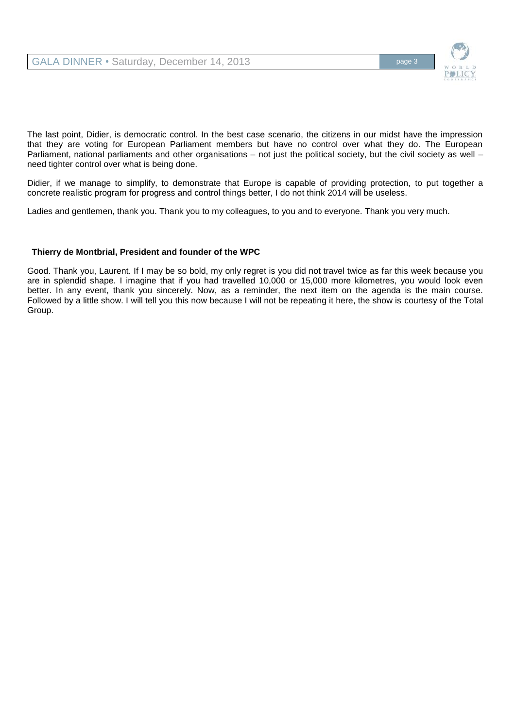The last point, Didier, is democratic control. In the best case scenario, the citizens in our midst have the impression that they are voting for European Parliament members but have no control over what they do. The European Parliament, national parliaments and other organisations – not just the political society, but the civil society as well – need tighter control over what is being done.

Didier, if we manage to simplify, to demonstrate that Europe is capable of providing protection, to put together a concrete realistic program for progress and control things better, I do not think 2014 will be useless.

Ladies and gentlemen, thank you. Thank you to my colleagues, to you and to everyone. Thank you very much.

**Thierry de Montbrial, President and founder of the WPC**

Good. Thank you, Laurent. If I may be so bold, my only regret is you did not travel twice as far this week because you are in splendid shape. I imagine that if you had travelled 10,000 or 15,000 more kilometres, you would look even better. In any event, thank you sincerely. Now, as a reminder, the next item on the agenda is the main course. Followed by a little show. I will tell you this now because I will not be repeating it here, the show is courtesy of the Total Group.